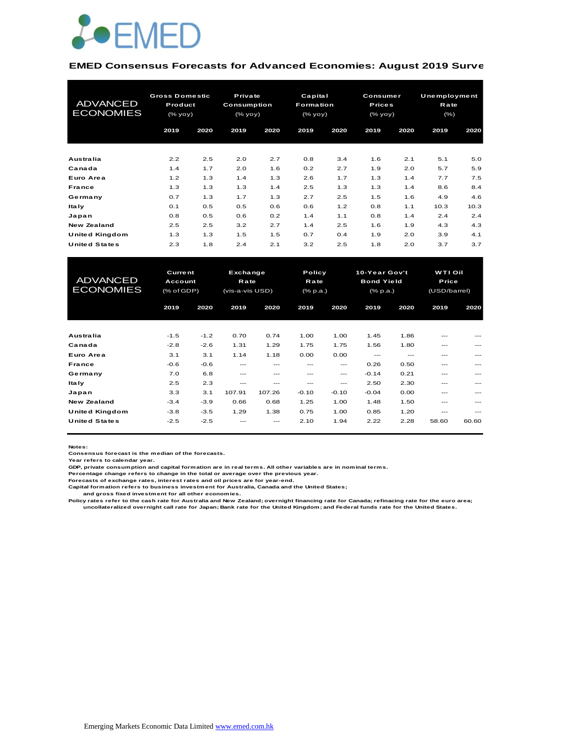EMED

# EMED Consensus Forecasts for Advanced Economies: August 2019 Surve

| ADVANCED ECONOMIES | Gross Domestic Product (% yoy) | | Private Consumption (% yoy) | | Capital Formation (% yoy) | | Consumer Prices (% yoy) | | Unemployment Rate (%) | |
|---|---|---|---|---|---|---|---|---|---|---|
| | 2019 | 2020 | 2019 | 2020 | 2019 | 2020 | 2019 | 2020 | 2019 | 2020 |
| Australia | 2.2 | 2.5 | 2.0 | 2.7 | 0.8 | 3.4 | 1.6 | 2.1 | 5.1 | 5.0 |
| Canada | 1.4 | 1.7 | 2.0 | 1.6 | 0.2 | 2.7 | 1.9 | 2.0 | 5.7 | 5.9 |
| Euro Area | 1.2 | 1.3 | 1.4 | 1.3 | 2.6 | 1.7 | 1.3 | 1.4 | 7.7 | 7.5 |
| France | 1.3 | 1.3 | 1.3 | 1.4 | 2.5 | 1.3 | 1.3 | 1.4 | 8.6 | 8.4 |
| Germany | 0.7 | 1.3 | 1.7 | 1.3 | 2.7 | 2.5 | 1.5 | 1.6 | 4.9 | 4.6 |
| Italy | 0.1 | 0.5 | 0.5 | 0.6 | 0.6 | 1.2 | 0.8 | 1.1 | 10.3 | 10.3 |
| Japan | 0.8 | 0.5 | 0.6 | 0.2 | 1.4 | 1.1 | 0.8 | 1.4 | 2.4 | 2.4 |
| New Zealand | 2.5 | 2.5 | 3.2 | 2.7 | 1.4 | 2.5 | 1.6 | 1.9 | 4.3 | 4.3 |
| United Kingdom | 1.3 | 1.3 | 1.5 | 1.5 | 0.7 | 0.4 | 1.9 | 2.0 | 3.9 | 4.1 |
| United States | 2.3 | 1.8 | 2.4 | 2.1 | 3.2 | 2.5 | 1.8 | 2.0 | 3.7 | 3.7 |

| ADVANCED ECONOMIES | Current Account (% of GDP) | | Exchange Rate (vis-a-vis USD) | | Policy Rate (% p.a.) | | 10-Year Gov't Bond Yield (% p.a.) | | WTI Oil Price (USD/barrel) | |
|---|---|---|---|---|---|---|---|---|---|---|
| | 2019 | 2020 | 2019 | 2020 | 2019 | 2020 | 2019 | 2020 | 2019 | 2020 |
| Australia | -1.5 | -1.2 | 0.70 | 0.74 | 1.00 | 1.00 | 1.45 | 1.86 | --- | --- |
| Canada | -2.8 | -2.6 | 1.31 | 1.29 | 1.75 | 1.75 | 1.56 | 1.80 | --- | --- |
| Euro Area | 3.1 | 3.1 | 1.14 | 1.18 | 0.00 | 0.00 | --- | --- | --- | --- |
| France | -0.6 | -0.6 | --- | --- | --- | --- | 0.26 | 0.50 | --- | --- |
| Germany | 7.0 | 6.8 | --- | --- | --- | --- | -0.14 | 0.21 | --- | --- |
| Italy | 2.5 | 2.3 | --- | --- | --- | --- | 2.50 | 2.30 | --- | --- |
| Japan | 3.3 | 3.1 | 107.91 | 107.26 | -0.10 | -0.10 | -0.04 | 0.00 | --- | --- |
| New Zealand | -3.4 | -3.9 | 0.66 | 0.68 | 1.25 | 1.00 | 1.48 | 1.50 | --- | --- |
| United Kingdom | -3.8 | -3.5 | 1.29 | 1.38 | 0.75 | 1.00 | 0.85 | 1.20 | --- | --- |
| United States | -2.5 | -2.5 | --- | --- | 2.10 | 1.94 | 2.22 | 2.28 | 58.60 | 60.60 |

**Notes:**
Consensus forecast is the median of the forecasts.
Year refers to calendar year.
GDP, private consumption and capital formation are in real terms. All other variables are in nominal terms.
Percentage change refers to change in the total or average over the previous year.
Forecasts of exchange rates, interest rates and oil prices are for year-end.
Capital formation refers to business investment for Australia, Canada and the United States;
and gross fixed investment for all other economies.
Policy rates refer to the cash rate for Australia and New Zealand; overnight financing rate for Canada; refinacing rate for the euro area;
uncollateralized overnight call rate for Japan; Bank rate for the United Kingdom; and Federal funds rate for the United States.

Emerging Markets Economic Data Limited www.emed.com.hk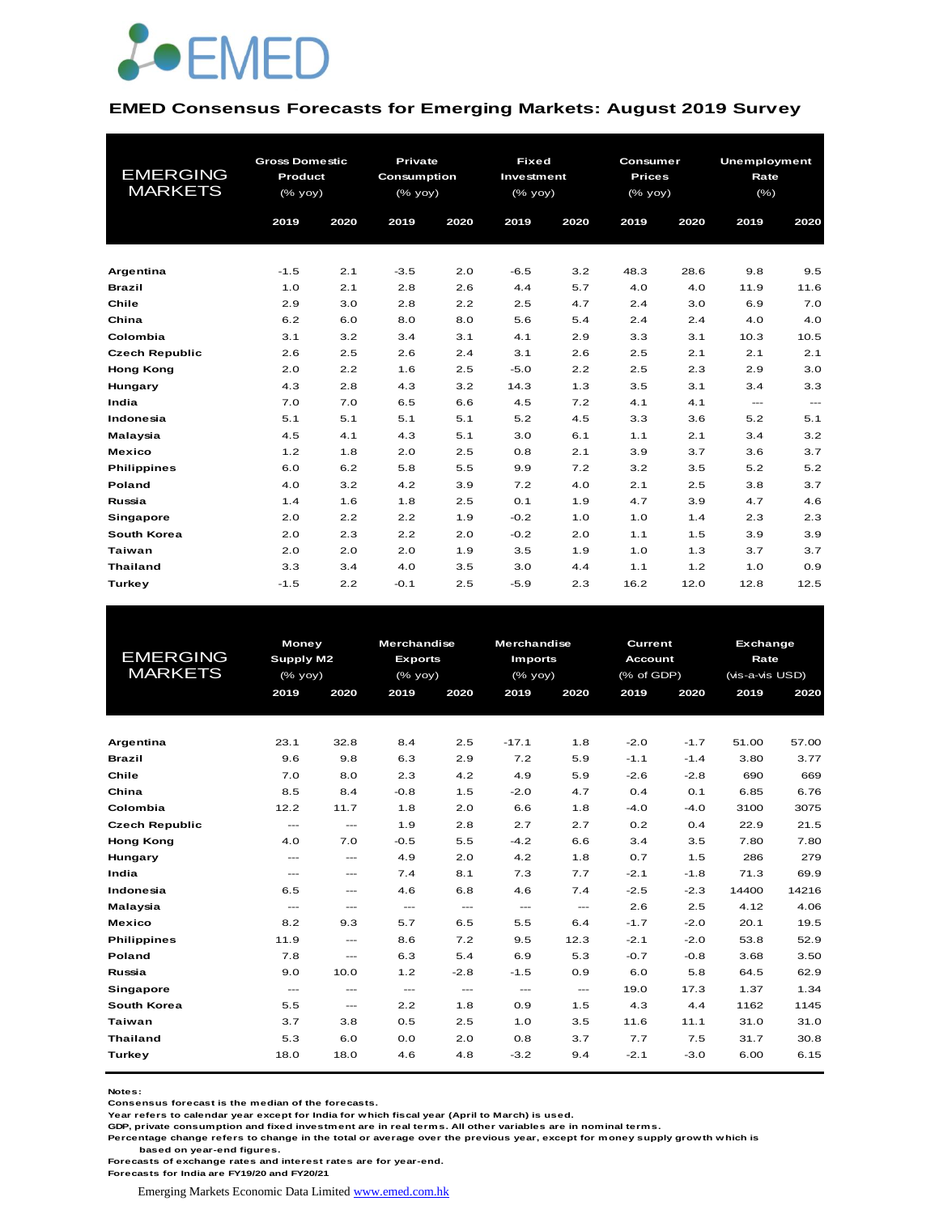EMED

## EMED Consensus Forecasts for Emerging Markets: August 2019 Survey

| EMERGING MARKETS | Gross Domestic Product (% yoy) | | Private Consumption (% yoy) | | Fixed Investment (% yoy) | | Consumer Prices (% yoy) | | Unemployment Rate (%) | |
|---|---|---|---|---|---|---|---|---|---|---|
| | 2019 | 2020 | 2019 | 2020 | 2019 | 2020 | 2019 | 2020 | 2019 | 2020 |
| **Argentina** | -1.5 | 2.1 | -3.5 | 2.0 | -6.5 | 3.2 | 48.3 | 28.6 | 9.8 | 9.5 |
| **Brazil** | 1.0 | 2.1 | 2.8 | 2.6 | 4.4 | 5.7 | 4.0 | 4.0 | 11.9 | 11.6 |
| **Chile** | 2.9 | 3.0 | 2.8 | 2.2 | 2.5 | 4.7 | 2.4 | 3.0 | 6.9 | 7.0 |
| **China** | 6.2 | 6.0 | 8.0 | 8.0 | 5.6 | 5.4 | 2.4 | 2.4 | 4.0 | 4.0 |
| **Colombia** | 3.1 | 3.2 | 3.4 | 3.1 | 4.1 | 2.9 | 3.3 | 3.1 | 10.3 | 10.5 |
| **Czech Republic** | 2.6 | 2.5 | 2.6 | 2.4 | 3.1 | 2.6 | 2.5 | 2.1 | 2.1 | 2.1 |
| **Hong Kong** | 2.0 | 2.2 | 1.6 | 2.5 | -5.0 | 2.2 | 2.5 | 2.3 | 2.9 | 3.0 |
| **Hungary** | 4.3 | 2.8 | 4.3 | 3.2 | 14.3 | 1.3 | 3.5 | 3.1 | 3.4 | 3.3 |
| **India** | 7.0 | 7.0 | 6.5 | 6.6 | 4.5 | 7.2 | 4.1 | 4.1 | --- | --- |
| **Indonesia** | 5.1 | 5.1 | 5.1 | 5.1 | 5.2 | 4.5 | 3.3 | 3.6 | 5.2 | 5.1 |
| **Malaysia** | 4.5 | 4.1 | 4.3 | 5.1 | 3.0 | 6.1 | 1.1 | 2.1 | 3.4 | 3.2 |
| **Mexico** | 1.2 | 1.8 | 2.0 | 2.5 | 0.8 | 2.1 | 3.9 | 3.7 | 3.6 | 3.7 |
| **Philippines** | 6.0 | 6.2 | 5.8 | 5.5 | 9.9 | 7.2 | 3.2 | 3.5 | 5.2 | 5.2 |
| **Poland** | 4.0 | 3.2 | 4.2 | 3.9 | 7.2 | 4.0 | 2.1 | 2.5 | 3.8 | 3.7 |
| **Russia** | 1.4 | 1.6 | 1.8 | 2.5 | 0.1 | 1.9 | 4.7 | 3.9 | 4.7 | 4.6 |
| **Singapore** | 2.0 | 2.2 | 2.2 | 1.9 | -0.2 | 1.0 | 1.0 | 1.4 | 2.3 | 2.3 |
| **South Korea** | 2.0 | 2.3 | 2.2 | 2.0 | -0.2 | 2.0 | 1.1 | 1.5 | 3.9 | 3.9 |
| **Taiwan** | 2.0 | 2.0 | 2.0 | 1.9 | 3.5 | 1.9 | 1.0 | 1.3 | 3.7 | 3.7 |
| **Thailand** | 3.3 | 3.4 | 4.0 | 3.5 | 3.0 | 4.4 | 1.1 | 1.2 | 1.0 | 0.9 |
| **Turkey** | -1.5 | 2.2 | -0.1 | 2.5 | -5.9 | 2.3 | 16.2 | 12.0 | 12.8 | 12.5 |

| EMERGING MARKETS | Money Supply M2 (% yoy) | | Merchandise Exports (% yoy) | | Merchandise Imports (% yoy) | | Current Account (% of GDP) | | Exchange Rate (vis-a-vis USD) | |
|---|---|---|---|---|---|---|---|---|---|---|
| | 2019 | 2020 | 2019 | 2020 | 2019 | 2020 | 2019 | 2020 | 2019 | 2020 |
| **Argentina** | 23.1 | 32.8 | 8.4 | 2.5 | -17.1 | 1.8 | -2.0 | -1.7 | 51.00 | 57.00 |
| **Brazil** | 9.6 | 9.8 | 6.3 | 2.9 | 7.2 | 5.9 | -1.1 | -1.4 | 3.80 | 3.77 |
| **Chile** | 7.0 | 8.0 | 2.3 | 4.2 | 4.9 | 5.9 | -2.6 | -2.8 | 690 | 669 |
| **China** | 8.5 | 8.4 | -0.8 | 1.5 | -2.0 | 4.7 | 0.4 | 0.1 | 6.85 | 6.76 |
| **Colombia** | 12.2 | 11.7 | 1.8 | 2.0 | 6.6 | 1.8 | -4.0 | -4.0 | 3100 | 3075 |
| **Czech Republic** | --- | --- | 1.9 | 2.8 | 2.7 | 2.7 | 0.2 | 0.4 | 22.9 | 21.5 |
| **Hong Kong** | 4.0 | 7.0 | -0.5 | 5.5 | -4.2 | 6.6 | 3.4 | 3.5 | 7.80 | 7.80 |
| **Hungary** | --- | --- | 4.9 | 2.0 | 4.2 | 1.8 | 0.7 | 1.5 | 286 | 279 |
| **India** | --- | --- | 7.4 | 8.1 | 7.3 | 7.7 | -2.1 | -1.8 | 71.3 | 69.9 |
| **Indonesia** | 6.5 | --- | 4.6 | 6.8 | 4.6 | 7.4 | -2.5 | -2.3 | 14400 | 14216 |
| **Malaysia** | --- | --- | --- | --- | --- | --- | 2.6 | 2.5 | 4.12 | 4.06 |
| **Mexico** | 8.2 | 9.3 | 5.7 | 6.5 | 5.5 | 6.4 | -1.7 | -2.0 | 20.1 | 19.5 |
| **Philippines** | 11.9 | --- | 8.6 | 7.2 | 9.5 | 12.3 | -2.1 | -2.0 | 53.8 | 52.9 |
| **Poland** | 7.8 | --- | 6.3 | 5.4 | 6.9 | 5.3 | -0.7 | -0.8 | 3.68 | 3.50 |
| **Russia** | 9.0 | 10.0 | 1.2 | -2.8 | -1.5 | 0.9 | 6.0 | 5.8 | 64.5 | 62.9 |
| **Singapore** | --- | --- | --- | --- | --- | --- | 19.0 | 17.3 | 1.37 | 1.34 |
| **South Korea** | 5.5 | --- | 2.2 | 1.8 | 0.9 | 1.5 | 4.3 | 4.4 | 1162 | 1145 |
| **Taiwan** | 3.7 | 3.8 | 0.5 | 2.5 | 1.0 | 3.5 | 11.6 | 11.1 | 31.0 | 31.0 |
| **Thailand** | 5.3 | 6.0 | 0.0 | 2.0 | 0.8 | 3.7 | 7.7 | 7.5 | 31.7 | 30.8 |
| **Turkey** | 18.0 | 18.0 | 4.6 | 4.8 | -3.2 | 9.4 | -2.1 | -3.0 | 6.00 | 6.15 |

**Notes:**
**Consensus forecast is the median of the forecasts.**
**Year refers to calendar year except for India for which fiscal year (April to March) is used.**
**GDP, private consumption and fixed investment are in real terms. All other variables are in nominal terms.**
**Percentage change refers to change in the total or average over the previous year, except for money supply growth which is based on year-end figures.**
**Forecasts of exchange rates and interest rates are for year-end.**
**Forecasts for India are FY19/20 and FY20/21**

Emerging Markets Economic Data Limited www.emed.com.hk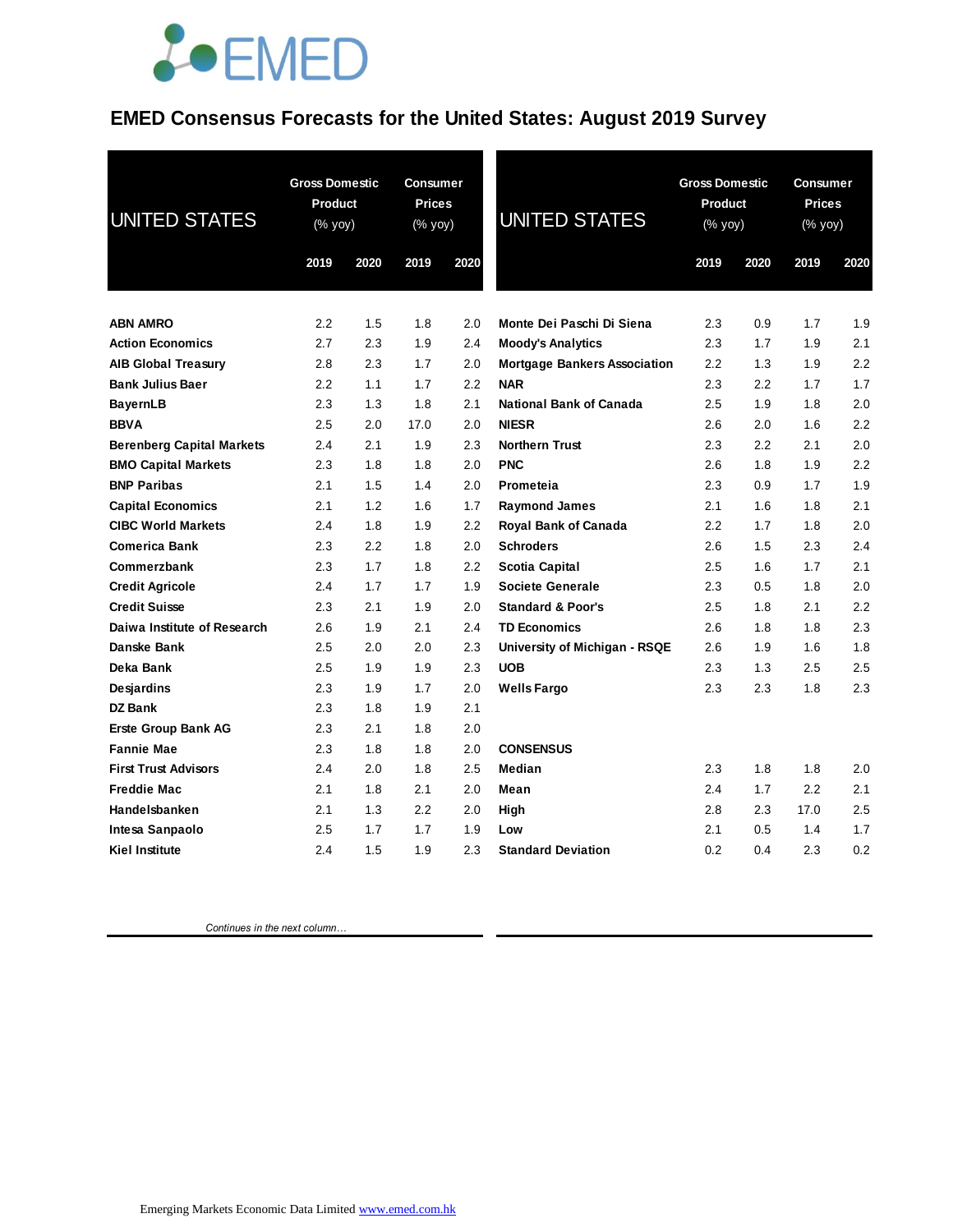# EMED Consensus Forecasts for the United States: August 2019 Survey

| UNITED STATES | Gross Domestic Product (% yoy) | | Consumer Prices (% yoy) | |
|---|---|---|---|---|
| | 2019 | 2020 | 2019 | 2020 |
| ABN AMRO | 2.2 | 1.5 | 1.8 | 2.0 |
| Action Economics | 2.7 | 2.3 | 1.9 | 2.4 |
| AIB Global Treasury | 2.8 | 2.3 | 1.7 | 2.0 |
| Bank Julius Baer | 2.2 | 1.1 | 1.7 | 2.2 |
| BayernLB | 2.3 | 1.3 | 1.8 | 2.1 |
| BBVA | 2.5 | 2.0 | 17.0 | 2.0 |
| Berenberg Capital Markets | 2.4 | 2.1 | 1.9 | 2.3 |
| BMO Capital Markets | 2.3 | 1.8 | 1.8 | 2.0 |
| BNP Paribas | 2.1 | 1.5 | 1.4 | 2.0 |
| Capital Economics | 2.1 | 1.2 | 1.6 | 1.7 |
| CIBC World Markets | 2.4 | 1.8 | 1.9 | 2.2 |
| Comerica Bank | 2.3 | 2.2 | 1.8 | 2.0 |
| Commerzbank | 2.3 | 1.7 | 1.8 | 2.2 |
| Credit Agricole | 2.4 | 1.7 | 1.7 | 1.9 |
| Credit Suisse | 2.3 | 2.1 | 1.9 | 2.0 |
| Daiwa Institute of Research | 2.6 | 1.9 | 2.1 | 2.4 |
| Danske Bank | 2.5 | 2.0 | 2.0 | 2.3 |
| Deka Bank | 2.5 | 1.9 | 1.9 | 2.3 |
| Desjardins | 2.3 | 1.9 | 1.7 | 2.0 |
| DZ Bank | 2.3 | 1.8 | 1.9 | 2.1 |
| Erste Group Bank AG | 2.3 | 2.1 | 1.8 | 2.0 |
| Fannie Mae | 2.3 | 1.8 | 1.8 | 2.0 |
| First Trust Advisors | 2.4 | 2.0 | 1.8 | 2.5 |
| Freddie Mac | 2.1 | 1.8 | 2.1 | 2.0 |
| Handelsbanken | 2.1 | 1.3 | 2.2 | 2.0 |
| Intesa Sanpaolo | 2.5 | 1.7 | 1.7 | 1.9 |
| Kiel Institute | 2.4 | 1.5 | 1.9 | 2.3 |
| Monte Dei Paschi Di Siena | 2.3 | 0.9 | 1.7 | 1.9 |
| Moody's Analytics | 2.3 | 1.7 | 1.9 | 2.1 |
| Mortgage Bankers Association | 2.2 | 1.3 | 1.9 | 2.2 |
| NAR | 2.3 | 2.2 | 1.7 | 1.7 |
| National Bank of Canada | 2.5 | 1.9 | 1.8 | 2.0 |
| NIESR | 2.6 | 2.0 | 1.6 | 2.2 |
| Northern Trust | 2.3 | 2.2 | 2.1 | 2.0 |
| PNC | 2.6 | 1.8 | 1.9 | 2.2 |
| Prometeia | 2.3 | 0.9 | 1.7 | 1.9 |
| Raymond James | 2.1 | 1.6 | 1.8 | 2.1 |
| Royal Bank of Canada | 2.2 | 1.7 | 1.8 | 2.0 |
| Schroders | 2.6 | 1.5 | 2.3 | 2.4 |
| Scotia Capital | 2.5 | 1.6 | 1.7 | 2.1 |
| Societe Generale | 2.3 | 0.5 | 1.8 | 2.0 |
| Standard & Poor's | 2.5 | 1.8 | 2.1 | 2.2 |
| TD Economics | 2.6 | 1.8 | 1.8 | 2.3 |
| University of Michigan - RSQE | 2.6 | 1.9 | 1.6 | 1.8 |
| UOB | 2.3 | 1.3 | 2.5 | 2.5 |
| Wells Fargo | 2.3 | 2.3 | 1.8 | 2.3 |
| **CONSENSUS** | | | | |
| Median | 2.3 | 1.8 | 1.8 | 2.0 |
| Mean | 2.4 | 1.7 | 2.2 | 2.1 |
| High | 2.8 | 2.3 | 17.0 | 2.5 |
| Low | 2.1 | 0.5 | 1.4 | 1.7 |
| Standard Deviation | 0.2 | 0.4 | 2.3 | 0.2 |

*Continues in the next column…*

Emerging Markets Economic Data Limited www.emed.com.hk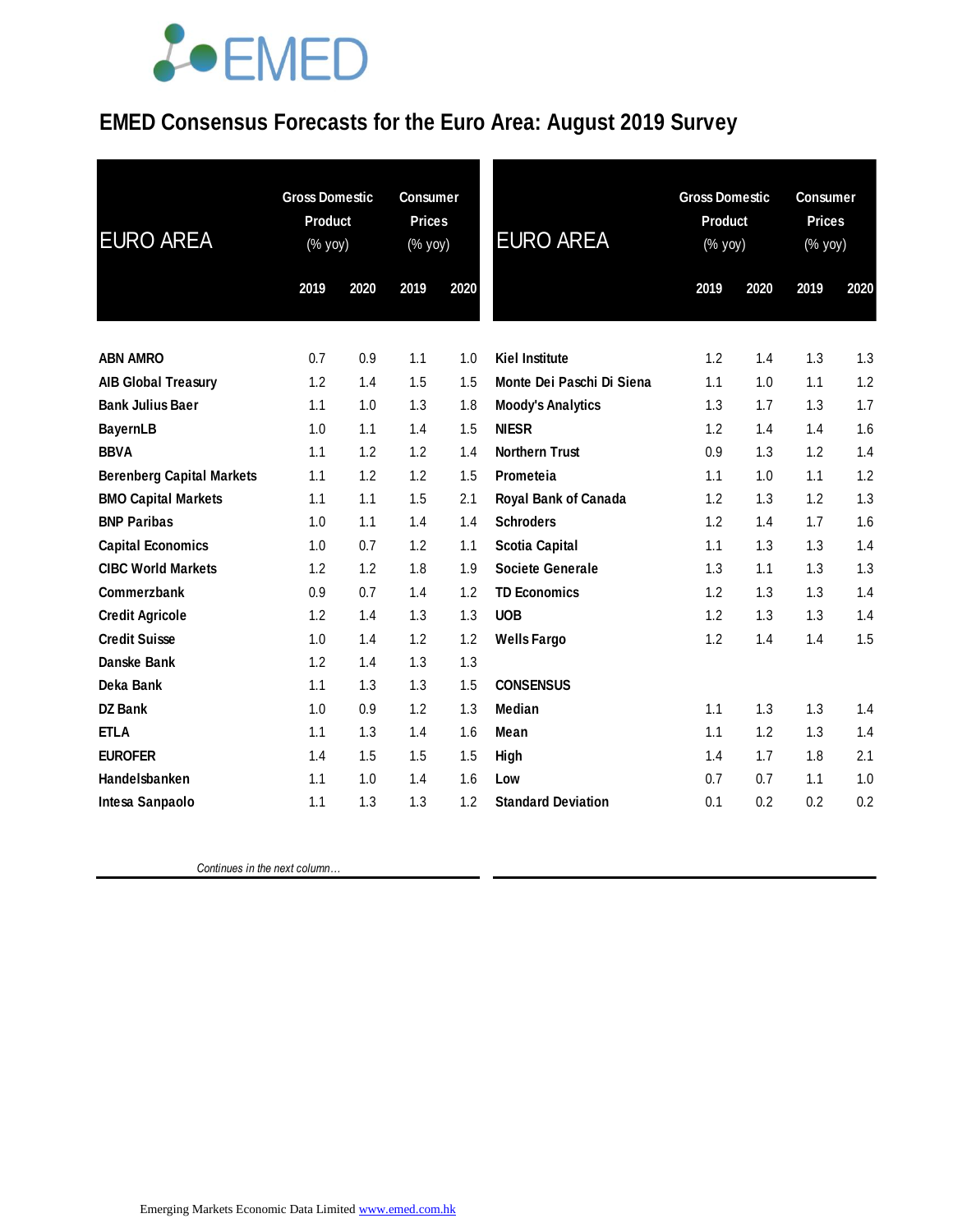# EMED Consensus Forecasts for the Euro Area: August 2019 Survey

| EURO AREA | Gross Domestic Product (% yoy) | | Consumer Prices (% yoy) | |
|---|---|---|---|---|
| | 2019 | 2020 | 2019 | 2020 |
| ABN AMRO | 0.7 | 0.9 | 1.1 | 1.0 |
| AIB Global Treasury | 1.2 | 1.4 | 1.5 | 1.5 |
| Bank Julius Baer | 1.1 | 1.0 | 1.3 | 1.8 |
| BayernLB | 1.0 | 1.1 | 1.4 | 1.5 |
| BBVA | 1.1 | 1.2 | 1.2 | 1.4 |
| Berenberg Capital Markets | 1.1 | 1.2 | 1.2 | 1.5 |
| BMO Capital Markets | 1.1 | 1.1 | 1.5 | 2.1 |
| BNP Paribas | 1.0 | 1.1 | 1.4 | 1.4 |
| Capital Economics | 1.0 | 0.7 | 1.2 | 1.1 |
| CIBC World Markets | 1.2 | 1.2 | 1.8 | 1.9 |
| Commerzbank | 0.9 | 0.7 | 1.4 | 1.2 |
| Credit Agricole | 1.2 | 1.4 | 1.3 | 1.3 |
| Credit Suisse | 1.0 | 1.4 | 1.2 | 1.2 |
| Danske Bank | 1.2 | 1.4 | 1.3 | 1.3 |
| Deka Bank | 1.1 | 1.3 | 1.3 | 1.5 |
| DZ Bank | 1.0 | 0.9 | 1.2 | 1.3 |
| ETLA | 1.1 | 1.3 | 1.4 | 1.6 |
| EUROFER | 1.4 | 1.5 | 1.5 | 1.5 |
| Handelsbanken | 1.1 | 1.0 | 1.4 | 1.6 |
| Intesa Sanpaolo | 1.1 | 1.3 | 1.3 | 1.2 |

*Continues in the next column…*

| EURO AREA | Gross Domestic Product (% yoy) | | Consumer Prices (% yoy) | |
|---|---|---|---|---|
| | 2019 | 2020 | 2019 | 2020 |
| Kiel Institute | 1.2 | 1.4 | 1.3 | 1.3 |
| Monte Dei Paschi Di Siena | 1.1 | 1.0 | 1.1 | 1.2 |
| Moody's Analytics | 1.3 | 1.7 | 1.3 | 1.7 |
| NIESR | 1.2 | 1.4 | 1.4 | 1.6 |
| Northern Trust | 0.9 | 1.3 | 1.2 | 1.4 |
| Prometeia | 1.1 | 1.0 | 1.1 | 1.2 |
| Royal Bank of Canada | 1.2 | 1.3 | 1.2 | 1.3 |
| Schroders | 1.2 | 1.4 | 1.7 | 1.6 |
| Scotia Capital | 1.1 | 1.3 | 1.3 | 1.4 |
| Societe Generale | 1.3 | 1.1 | 1.3 | 1.3 |
| TD Economics | 1.2 | 1.3 | 1.3 | 1.4 |
| UOB | 1.2 | 1.3 | 1.3 | 1.4 |
| Wells Fargo | 1.2 | 1.4 | 1.4 | 1.5 |
| **CONSENSUS** | | | | |
| Median | 1.1 | 1.3 | 1.3 | 1.4 |
| Mean | 1.1 | 1.2 | 1.3 | 1.4 |
| High | 1.4 | 1.7 | 1.8 | 2.1 |
| Low | 0.7 | 0.7 | 1.1 | 1.0 |
| Standard Deviation | 0.1 | 0.2 | 0.2 | 0.2 |

Emerging Markets Economic Data Limited www.emed.com.hk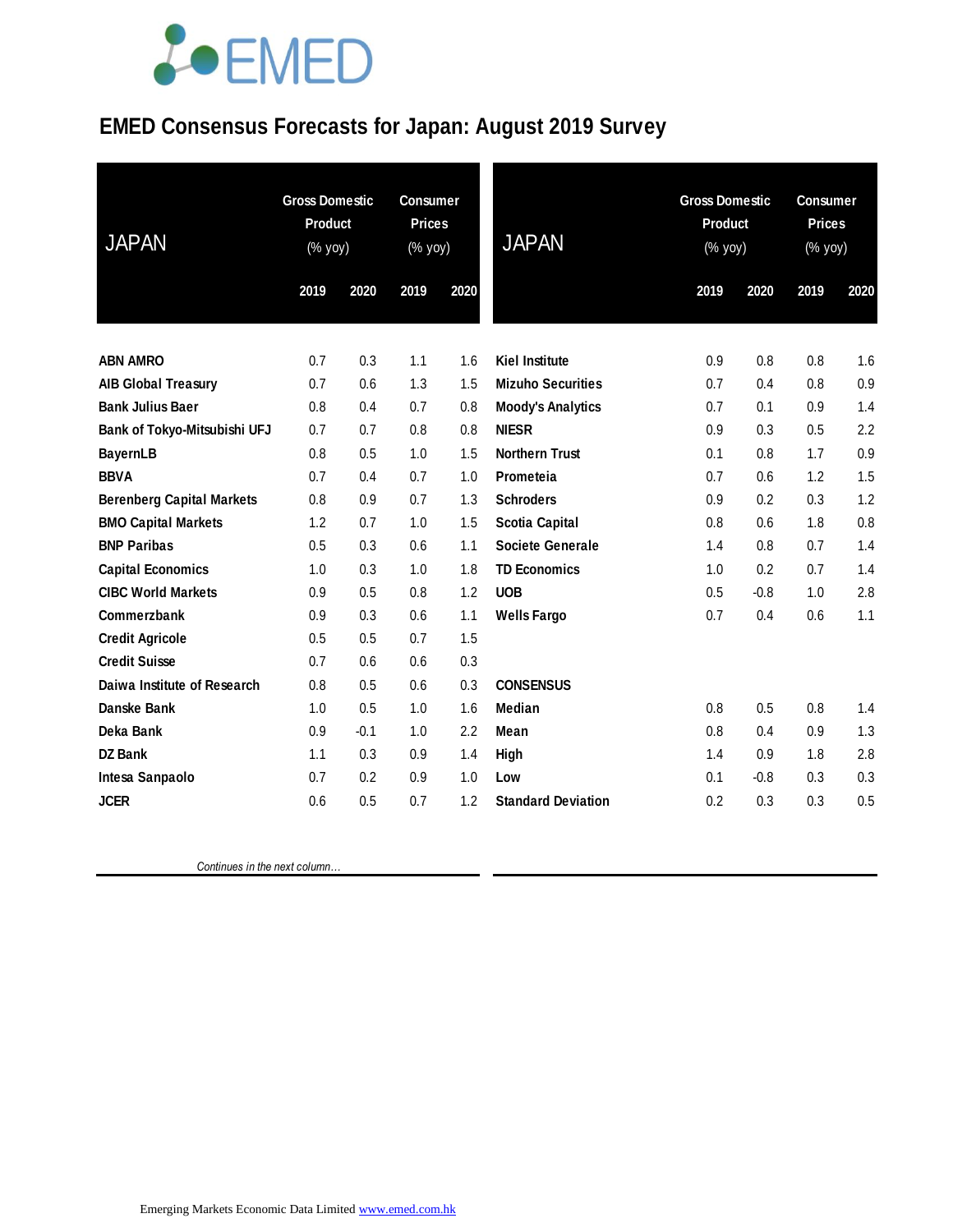# EMED Consensus Forecasts for Japan: August 2019 Survey

| JAPAN | Gross Domestic Product (% yoy) | | Consumer Prices (% yoy) | |
|---|---|---|---|---|
| | 2019 | 2020 | 2019 | 2020 |
| ABN AMRO | 0.7 | 0.3 | 1.1 | 1.6 |
| AIB Global Treasury | 0.7 | 0.6 | 1.3 | 1.5 |
| Bank Julius Baer | 0.8 | 0.4 | 0.7 | 0.8 |
| Bank of Tokyo-Mitsubishi UFJ | 0.7 | 0.7 | 0.8 | 0.8 |
| BayernLB | 0.8 | 0.5 | 1.0 | 1.5 |
| BBVA | 0.7 | 0.4 | 0.7 | 1.0 |
| Berenberg Capital Markets | 0.8 | 0.9 | 0.7 | 1.3 |
| BMO Capital Markets | 1.2 | 0.7 | 1.0 | 1.5 |
| BNP Paribas | 0.5 | 0.3 | 0.6 | 1.1 |
| Capital Economics | 1.0 | 0.3 | 1.0 | 1.8 |
| CIBC World Markets | 0.9 | 0.5 | 0.8 | 1.2 |
| Commerzbank | 0.9 | 0.3 | 0.6 | 1.1 |
| Credit Agricole | 0.5 | 0.5 | 0.7 | 1.5 |
| Credit Suisse | 0.7 | 0.6 | 0.6 | 0.3 |
| Daiwa Institute of Research | 0.8 | 0.5 | 0.6 | 0.3 |
| Danske Bank | 1.0 | 0.5 | 1.0 | 1.6 |
| Deka Bank | 0.9 | -0.1 | 1.0 | 2.2 |
| DZ Bank | 1.1 | 0.3 | 0.9 | 1.4 |
| Intesa Sanpaolo | 0.7 | 0.2 | 0.9 | 1.0 |
| JCER | 0.6 | 0.5 | 0.7 | 1.2 |
| Kiel Institute | 0.9 | 0.8 | 0.8 | 1.6 |
| Mizuho Securities | 0.7 | 0.4 | 0.8 | 0.9 |
| Moody's Analytics | 0.7 | 0.1 | 0.9 | 1.4 |
| NIESR | 0.9 | 0.3 | 0.5 | 2.2 |
| Northern Trust | 0.1 | 0.8 | 1.7 | 0.9 |
| Prometeia | 0.7 | 0.6 | 1.2 | 1.5 |
| Schroders | 0.9 | 0.2 | 0.3 | 1.2 |
| Scotia Capital | 0.8 | 0.6 | 1.8 | 0.8 |
| Societe Generale | 1.4 | 0.8 | 0.7 | 1.4 |
| TD Economics | 1.0 | 0.2 | 0.7 | 1.4 |
| UOB | 0.5 | -0.8 | 1.0 | 2.8 |
| Wells Fargo | 0.7 | 0.4 | 0.6 | 1.1 |
| **CONSENSUS** | | | | |
| Median | 0.8 | 0.5 | 0.8 | 1.4 |
| Mean | 0.8 | 0.4 | 0.9 | 1.3 |
| High | 1.4 | 0.9 | 1.8 | 2.8 |
| Low | 0.1 | -0.8 | 0.3 | 0.3 |
| Standard Deviation | 0.2 | 0.3 | 0.3 | 0.5 |

*Continues in the next column…*

Emerging Markets Economic Data Limited www.emed.com.hk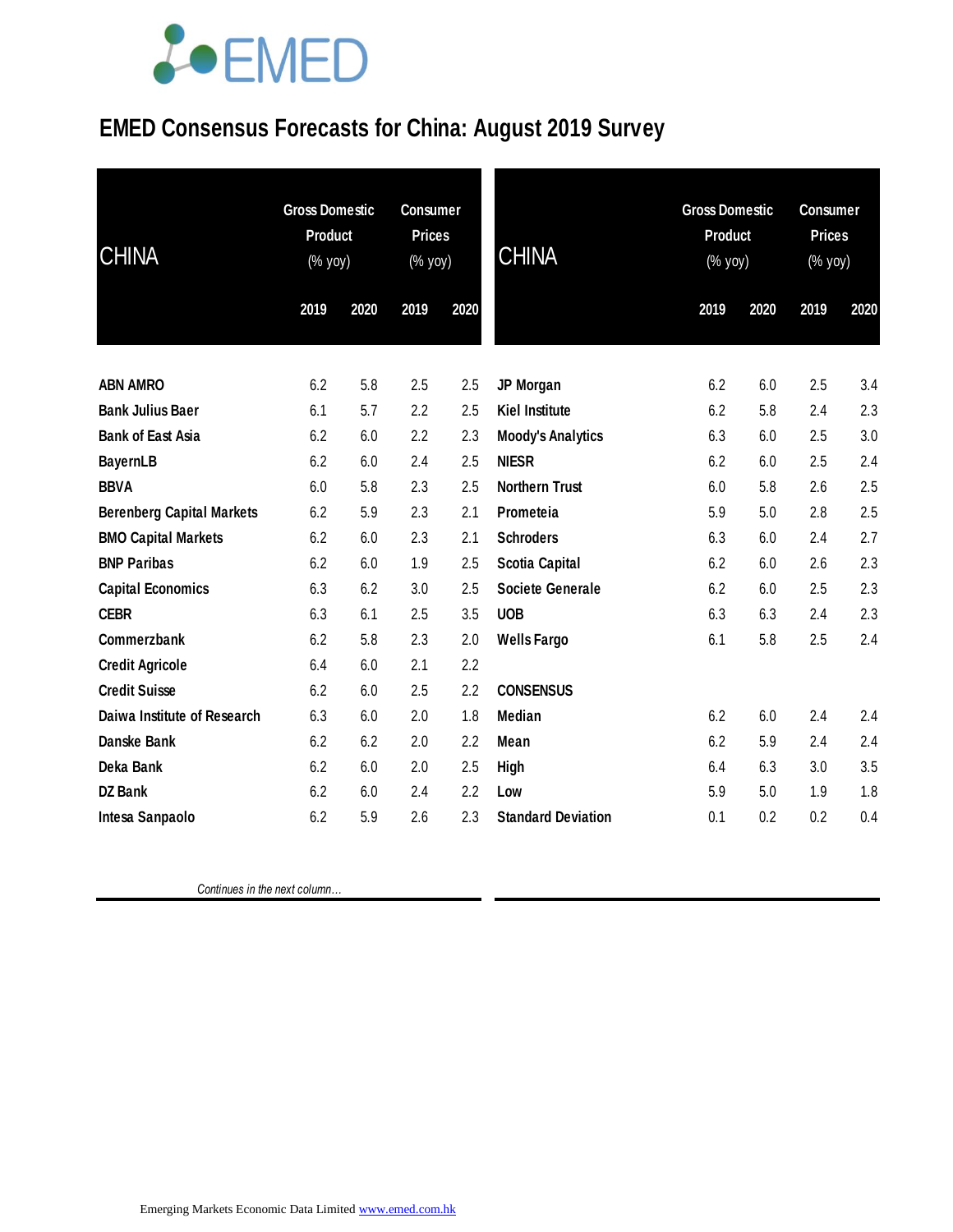# EMED Consensus Forecasts for China: August 2019 Survey

| CHINA | Gross Domestic Product (% yoy) | | Consumer Prices (% yoy) | |
|---|---|---|---|---|
| | 2019 | 2020 | 2019 | 2020 |
| ABN AMRO | 6.2 | 5.8 | 2.5 | 2.5 |
| Bank Julius Baer | 6.1 | 5.7 | 2.2 | 2.5 |
| Bank of East Asia | 6.2 | 6.0 | 2.2 | 2.3 |
| BayernLB | 6.2 | 6.0 | 2.4 | 2.5 |
| BBVA | 6.0 | 5.8 | 2.3 | 2.5 |
| Berenberg Capital Markets | 6.2 | 5.9 | 2.3 | 2.1 |
| BMO Capital Markets | 6.2 | 6.0 | 2.3 | 2.1 |
| BNP Paribas | 6.2 | 6.0 | 1.9 | 2.5 |
| Capital Economics | 6.3 | 6.2 | 3.0 | 2.5 |
| CEBR | 6.3 | 6.1 | 2.5 | 3.5 |
| Commerzbank | 6.2 | 5.8 | 2.3 | 2.0 |
| Credit Agricole | 6.4 | 6.0 | 2.1 | 2.2 |
| Credit Suisse | 6.2 | 6.0 | 2.5 | 2.2 |
| Daiwa Institute of Research | 6.3 | 6.0 | 2.0 | 1.8 |
| Danske Bank | 6.2 | 6.2 | 2.0 | 2.2 |
| Deka Bank | 6.2 | 6.0 | 2.0 | 2.5 |
| DZ Bank | 6.2 | 6.0 | 2.4 | 2.2 |
| Intesa Sanpaolo | 6.2 | 5.9 | 2.6 | 2.3 |
| JP Morgan | 6.2 | 6.0 | 2.5 | 3.4 |
| Kiel Institute | 6.2 | 5.8 | 2.4 | 2.3 |
| Moody's Analytics | 6.3 | 6.0 | 2.5 | 3.0 |
| NIESR | 6.2 | 6.0 | 2.5 | 2.4 |
| Northern Trust | 6.0 | 5.8 | 2.6 | 2.5 |
| Prometeia | 5.9 | 5.0 | 2.8 | 2.5 |
| Schroders | 6.3 | 6.0 | 2.4 | 2.7 |
| Scotia Capital | 6.2 | 6.0 | 2.6 | 2.3 |
| Societe Generale | 6.2 | 6.0 | 2.5 | 2.3 |
| UOB | 6.3 | 6.3 | 2.4 | 2.3 |
| Wells Fargo | 6.1 | 5.8 | 2.5 | 2.4 |
| **CONSENSUS** | | | | |
| Median | 6.2 | 6.0 | 2.4 | 2.4 |
| Mean | 6.2 | 5.9 | 2.4 | 2.4 |
| High | 6.4 | 6.3 | 3.0 | 3.5 |
| Low | 5.9 | 5.0 | 1.9 | 1.8 |
| Standard Deviation | 0.1 | 0.2 | 0.2 | 0.4 |

*Continues in the next column…*

Emerging Markets Economic Data Limited www.emed.com.hk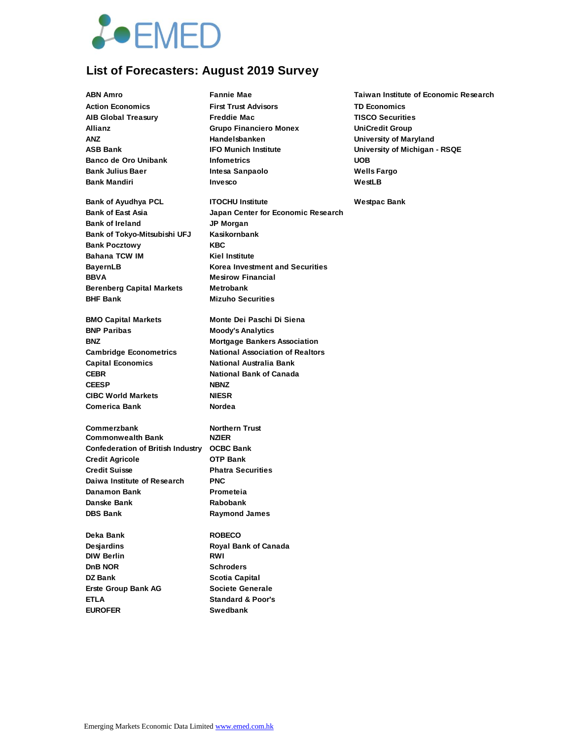EMED

## List of Forecasters: August 2019 Survey

ABN Amro
Action Economics
AIB Global Treasury
Allianz
ANZ
ASB Bank
Banco de Oro Unibank
Bank Julius Baer
Bank Mandiri

Bank of Ayudhya PCL
Bank of East Asia
Bank of Ireland
Bank of Tokyo-Mitsubishi UFJ
Bank Pocztowy
Bahana TCW IM
BayernLB
BBVA
Berenberg Capital Markets
BHF Bank

BMO Capital Markets
BNP Paribas
BNZ
Cambridge Econometrics
Capital Economics
CEBR
CEESP
CIBC World Markets
Comerica Bank

Commerzbank
Commonwealth Bank
Confederation of British Industry
Credit Agricole
Credit Suisse
Daiwa Institute of Research
Danamon Bank
Danske Bank
DBS Bank

Deka Bank
Desjardins
DIW Berlin
DnB NOR
DZ Bank
Erste Group Bank AG
ETLA
EUROFER

Fannie Mae
First Trust Advisors
Freddie Mac
Grupo Financiero Monex
Handelsbanken
IFO Munich Institute
Infometrics
Intesa Sanpaolo
Invesco

ITOCHU Institute
Japan Center for Economic Research
JP Morgan
Kasikornbank
KBC
Kiel Institute
Korea Investment and Securities
Mesirow Financial
Metrobank
Mizuho Securities

Monte Dei Paschi Di Siena
Moody's Analytics
Mortgage Bankers Association
National Association of Realtors
National Australia Bank
National Bank of Canada
NBNZ
NIESR
Nordea

Northern Trust
NZIER
OCBC Bank
OTP Bank
Phatra Securities
PNC
Prometeia
Rabobank
Raymond James

ROBECO
Royal Bank of Canada
RWI
Schroders
Scotia Capital
Societe Generale
Standard & Poor's
Swedbank

Taiwan Institute of Economic Research
TD Economics
TISCO Securities
UniCredit Group
University of Maryland
University of Michigan - RSQE
UOB
Wells Fargo
WestLB

Westpac Bank

Emerging Markets Economic Data Limited www.emed.com.hk